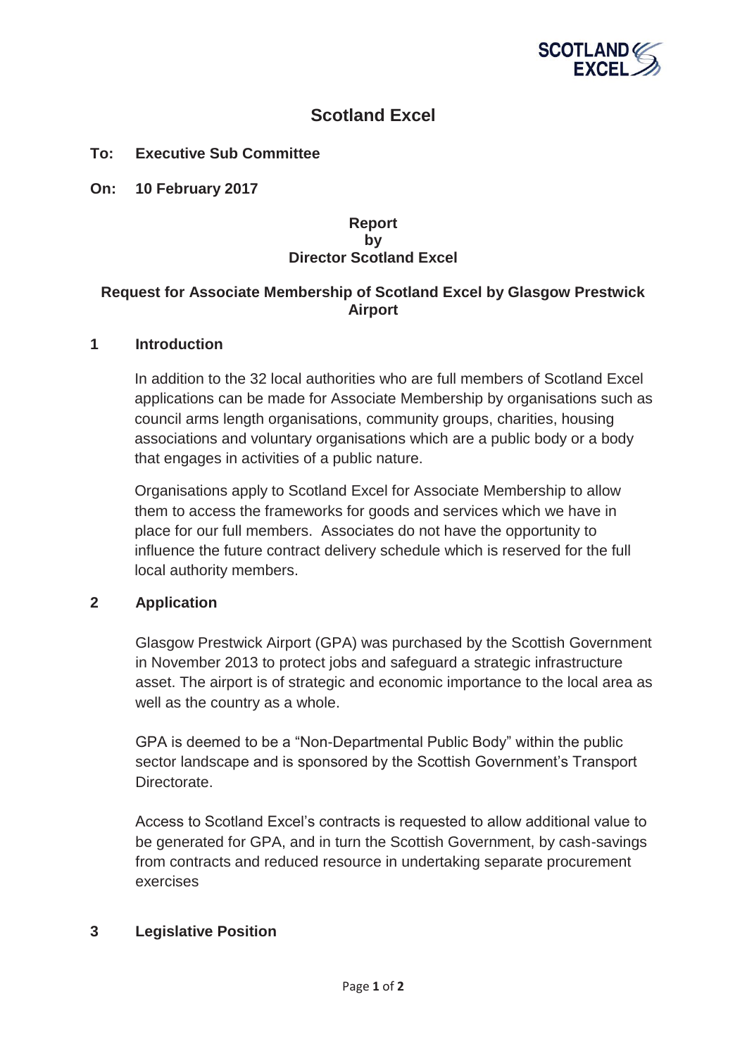# Scotland Excel

**To:** **Executive Sub Committee**

**On:** **10 February 2017**

**Report**
**by**
**Director Scotland Excel**

## Request for Associate Membership of Scotland Excel by Glasgow Prestwick Airport

### 1 Introduction

In addition to the 32 local authorities who are full members of Scotland Excel applications can be made for Associate Membership by organisations such as council arms length organisations, community groups, charities, housing associations and voluntary organisations which are a public body or a body that engages in activities of a public nature.

Organisations apply to Scotland Excel for Associate Membership to allow them to access the frameworks for goods and services which we have in place for our full members. Associates do not have the opportunity to influence the future contract delivery schedule which is reserved for the full local authority members.

### 2 Application

Glasgow Prestwick Airport (GPA) was purchased by the Scottish Government in November 2013 to protect jobs and safeguard a strategic infrastructure asset. The airport is of strategic and economic importance to the local area as well as the country as a whole.

GPA is deemed to be a "Non-Departmental Public Body" within the public sector landscape and is sponsored by the Scottish Government's Transport Directorate.

Access to Scotland Excel's contracts is requested to allow additional value to be generated for GPA, and in turn the Scottish Government, by cash-savings from contracts and reduced resource in undertaking separate procurement exercises

### 3 Legislative Position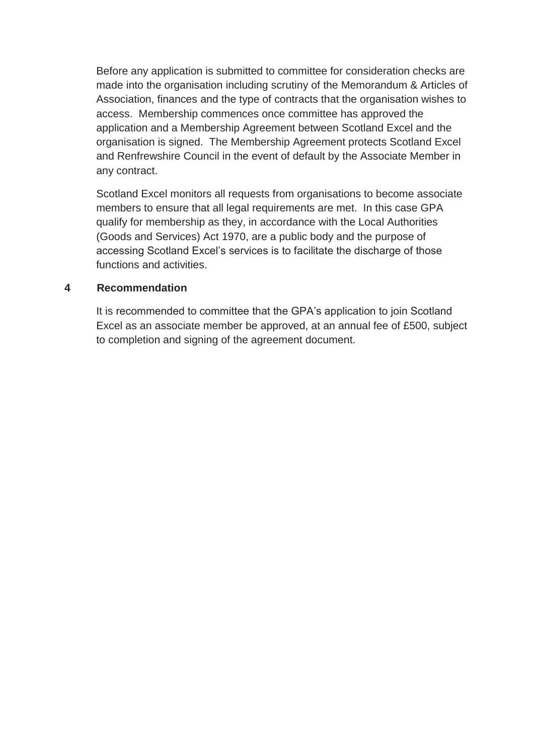Before any application is submitted to committee for consideration checks are made into the organisation including scrutiny of the Memorandum & Articles of Association, finances and the type of contracts that the organisation wishes to access. Membership commences once committee has approved the application and a Membership Agreement between Scotland Excel and the organisation is signed. The Membership Agreement protects Scotland Excel and Renfrewshire Council in the event of default by the Associate Member in any contract.

Scotland Excel monitors all requests from organisations to become associate members to ensure that all legal requirements are met. In this case GPA qualify for membership as they, in accordance with the Local Authorities (Goods and Services) Act 1970, are a public body and the purpose of accessing Scotland Excel's services is to facilitate the discharge of those functions and activities.

## 4 Recommendation

It is recommended to committee that the GPA's application to join Scotland Excel as an associate member be approved, at an annual fee of £500, subject to completion and signing of the agreement document.